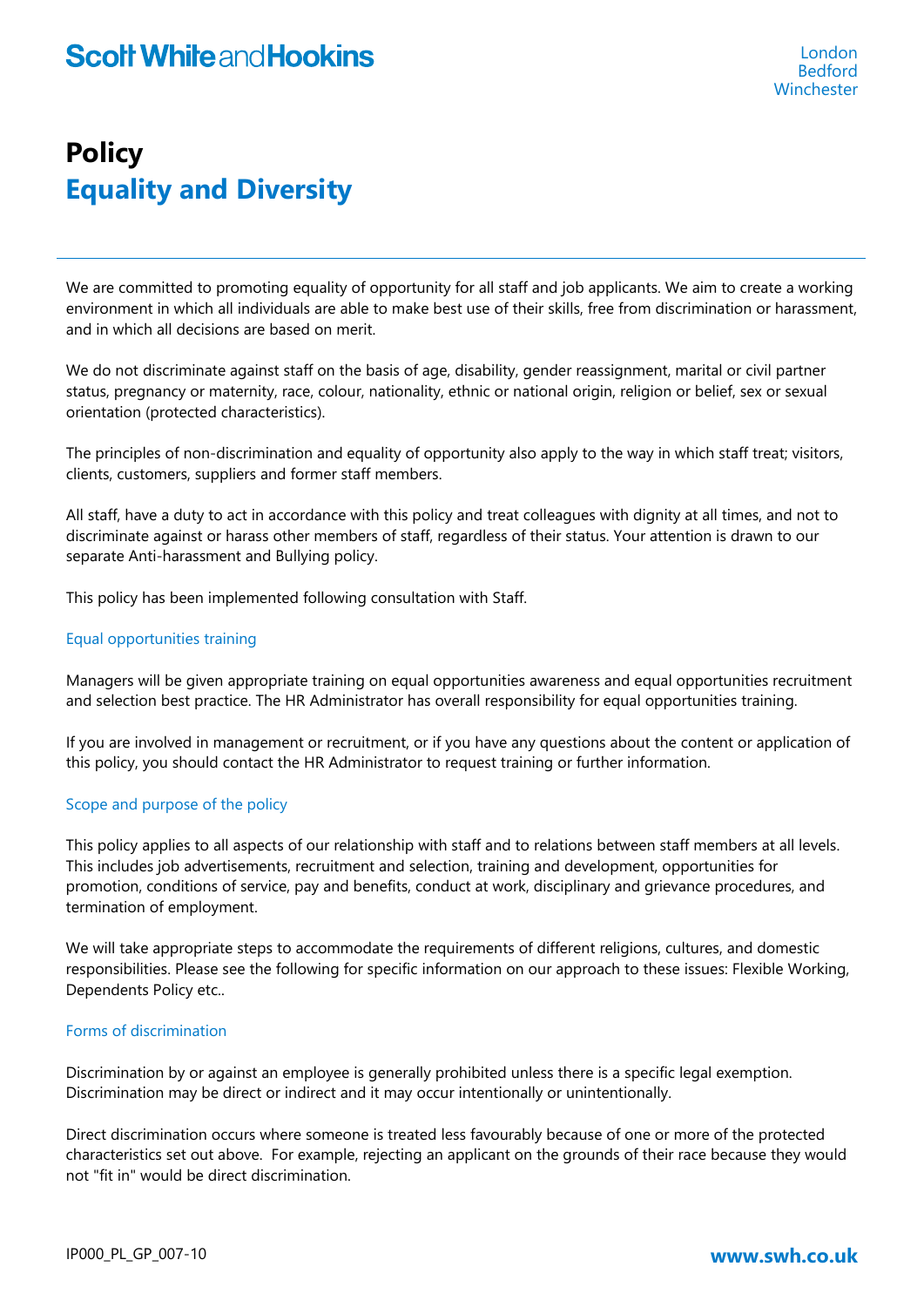# Policy
## Equality and Diversity

We are committed to promoting equality of opportunity for all staff and job applicants. We aim to create a working environment in which all individuals are able to make best use of their skills, free from discrimination or harassment, and in which all decisions are based on merit.

We do not discriminate against staff on the basis of age, disability, gender reassignment, marital or civil partner status, pregnancy or maternity, race, colour, nationality, ethnic or national origin, religion or belief, sex or sexual orientation (protected characteristics).

The principles of non-discrimination and equality of opportunity also apply to the way in which staff treat; visitors, clients, customers, suppliers and former staff members.

All staff, have a duty to act in accordance with this policy and treat colleagues with dignity at all times, and not to discriminate against or harass other members of staff, regardless of their status. Your attention is drawn to our separate Anti-harassment and Bullying policy.

This policy has been implemented following consultation with Staff.

### Equal opportunities training

Managers will be given appropriate training on equal opportunities awareness and equal opportunities recruitment and selection best practice. The HR Administrator has overall responsibility for equal opportunities training.

If you are involved in management or recruitment, or if you have any questions about the content or application of this policy, you should contact the HR Administrator to request training or further information.

### Scope and purpose of the policy

This policy applies to all aspects of our relationship with staff and to relations between staff members at all levels. This includes job advertisements, recruitment and selection, training and development, opportunities for promotion, conditions of service, pay and benefits, conduct at work, disciplinary and grievance procedures, and termination of employment.

We will take appropriate steps to accommodate the requirements of different religions, cultures, and domestic responsibilities. Please see the following for specific information on our approach to these issues: Flexible Working, Dependents Policy etc..

### Forms of discrimination

Discrimination by or against an employee is generally prohibited unless there is a specific legal exemption. Discrimination may be direct or indirect and it may occur intentionally or unintentionally.

Direct discrimination occurs where someone is treated less favourably because of one or more of the protected characteristics set out above. For example, rejecting an applicant on the grounds of their race because they would not "fit in" would be direct discrimination.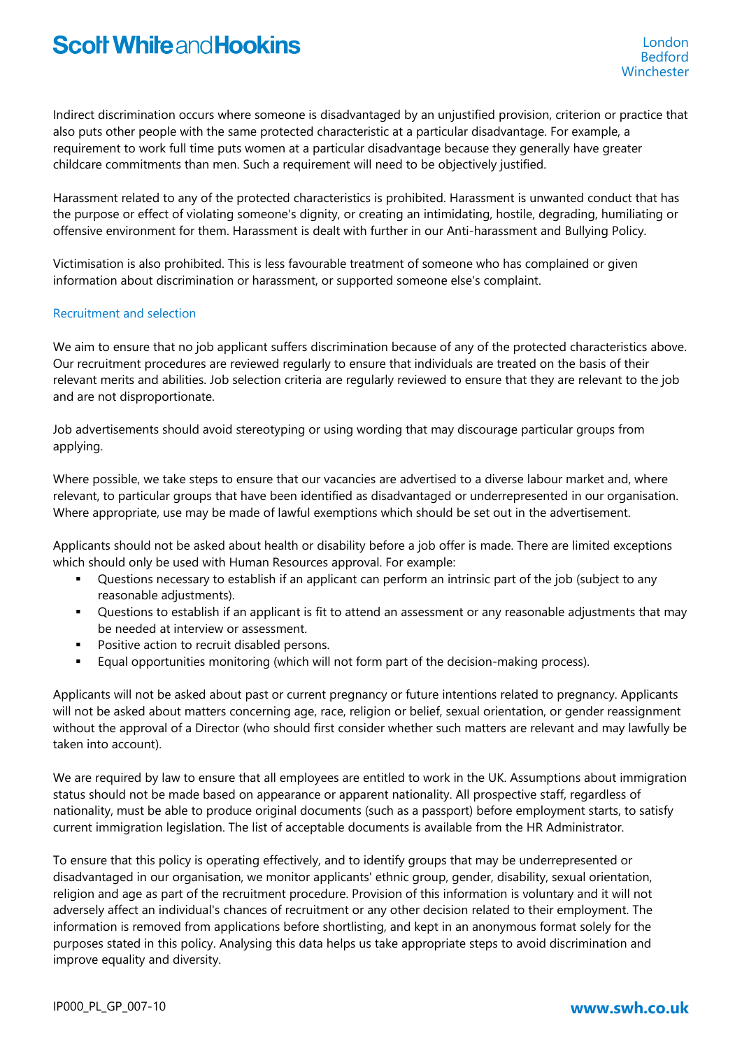Indirect discrimination occurs where someone is disadvantaged by an unjustified provision, criterion or practice that also puts other people with the same protected characteristic at a particular disadvantage. For example, a requirement to work full time puts women at a particular disadvantage because they generally have greater childcare commitments than men. Such a requirement will need to be objectively justified.

Harassment related to any of the protected characteristics is prohibited. Harassment is unwanted conduct that has the purpose or effect of violating someone's dignity, or creating an intimidating, hostile, degrading, humiliating or offensive environment for them. Harassment is dealt with further in our Anti-harassment and Bullying Policy.

Victimisation is also prohibited. This is less favourable treatment of someone who has complained or given information about discrimination or harassment, or supported someone else's complaint.

## Recruitment and selection

We aim to ensure that no job applicant suffers discrimination because of any of the protected characteristics above. Our recruitment procedures are reviewed regularly to ensure that individuals are treated on the basis of their relevant merits and abilities. Job selection criteria are regularly reviewed to ensure that they are relevant to the job and are not disproportionate.

Job advertisements should avoid stereotyping or using wording that may discourage particular groups from applying.

Where possible, we take steps to ensure that our vacancies are advertised to a diverse labour market and, where relevant, to particular groups that have been identified as disadvantaged or underrepresented in our organisation. Where appropriate, use may be made of lawful exemptions which should be set out in the advertisement.

Applicants should not be asked about health or disability before a job offer is made. There are limited exceptions which should only be used with Human Resources approval. For example:

- Questions necessary to establish if an applicant can perform an intrinsic part of the job (subject to any reasonable adjustments).
- Questions to establish if an applicant is fit to attend an assessment or any reasonable adjustments that may be needed at interview or assessment.
- Positive action to recruit disabled persons.
- Equal opportunities monitoring (which will not form part of the decision-making process).

Applicants will not be asked about past or current pregnancy or future intentions related to pregnancy. Applicants will not be asked about matters concerning age, race, religion or belief, sexual orientation, or gender reassignment without the approval of a Director (who should first consider whether such matters are relevant and may lawfully be taken into account).

We are required by law to ensure that all employees are entitled to work in the UK. Assumptions about immigration status should not be made based on appearance or apparent nationality. All prospective staff, regardless of nationality, must be able to produce original documents (such as a passport) before employment starts, to satisfy current immigration legislation. The list of acceptable documents is available from the HR Administrator.

To ensure that this policy is operating effectively, and to identify groups that may be underrepresented or disadvantaged in our organisation, we monitor applicants' ethnic group, gender, disability, sexual orientation, religion and age as part of the recruitment procedure. Provision of this information is voluntary and it will not adversely affect an individual's chances of recruitment or any other decision related to their employment. The information is removed from applications before shortlisting, and kept in an anonymous format solely for the purposes stated in this policy. Analysing this data helps us take appropriate steps to avoid discrimination and improve equality and diversity.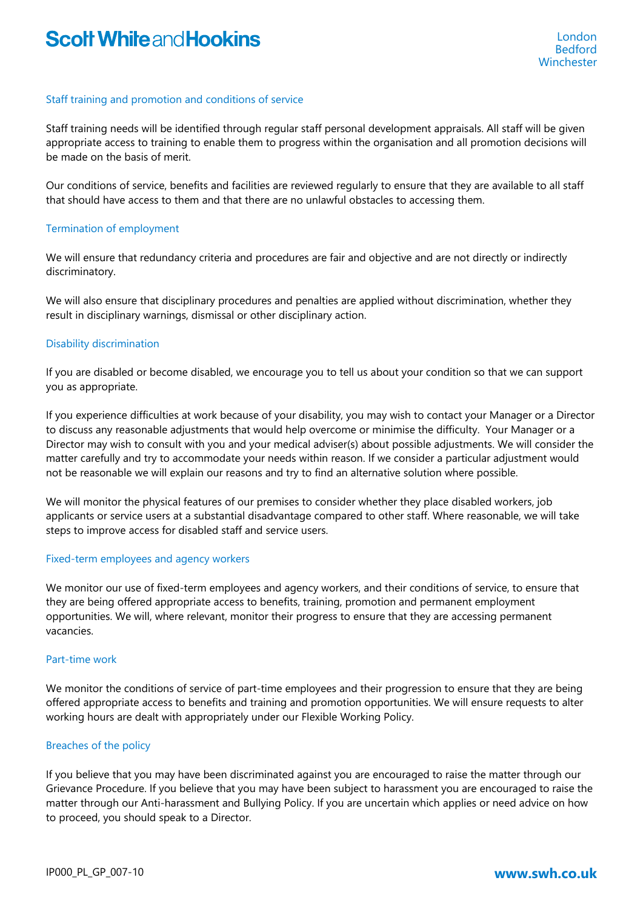## Staff training and promotion and conditions of service

Staff training needs will be identified through regular staff personal development appraisals. All staff will be given appropriate access to training to enable them to progress within the organisation and all promotion decisions will be made on the basis of merit.

Our conditions of service, benefits and facilities are reviewed regularly to ensure that they are available to all staff that should have access to them and that there are no unlawful obstacles to accessing them.

## Termination of employment

We will ensure that redundancy criteria and procedures are fair and objective and are not directly or indirectly discriminatory.

We will also ensure that disciplinary procedures and penalties are applied without discrimination, whether they result in disciplinary warnings, dismissal or other disciplinary action.

## Disability discrimination

If you are disabled or become disabled, we encourage you to tell us about your condition so that we can support you as appropriate.

If you experience difficulties at work because of your disability, you may wish to contact your Manager or a Director to discuss any reasonable adjustments that would help overcome or minimise the difficulty. Your Manager or a Director may wish to consult with you and your medical adviser(s) about possible adjustments. We will consider the matter carefully and try to accommodate your needs within reason. If we consider a particular adjustment would not be reasonable we will explain our reasons and try to find an alternative solution where possible.

We will monitor the physical features of our premises to consider whether they place disabled workers, job applicants or service users at a substantial disadvantage compared to other staff. Where reasonable, we will take steps to improve access for disabled staff and service users.

## Fixed-term employees and agency workers

We monitor our use of fixed-term employees and agency workers, and their conditions of service, to ensure that they are being offered appropriate access to benefits, training, promotion and permanent employment opportunities. We will, where relevant, monitor their progress to ensure that they are accessing permanent vacancies.

## Part-time work

We monitor the conditions of service of part-time employees and their progression to ensure that they are being offered appropriate access to benefits and training and promotion opportunities. We will ensure requests to alter working hours are dealt with appropriately under our Flexible Working Policy.

## Breaches of the policy

If you believe that you may have been discriminated against you are encouraged to raise the matter through our Grievance Procedure. If you believe that you may have been subject to harassment you are encouraged to raise the matter through our Anti-harassment and Bullying Policy. If you are uncertain which applies or need advice on how to proceed, you should speak to a Director.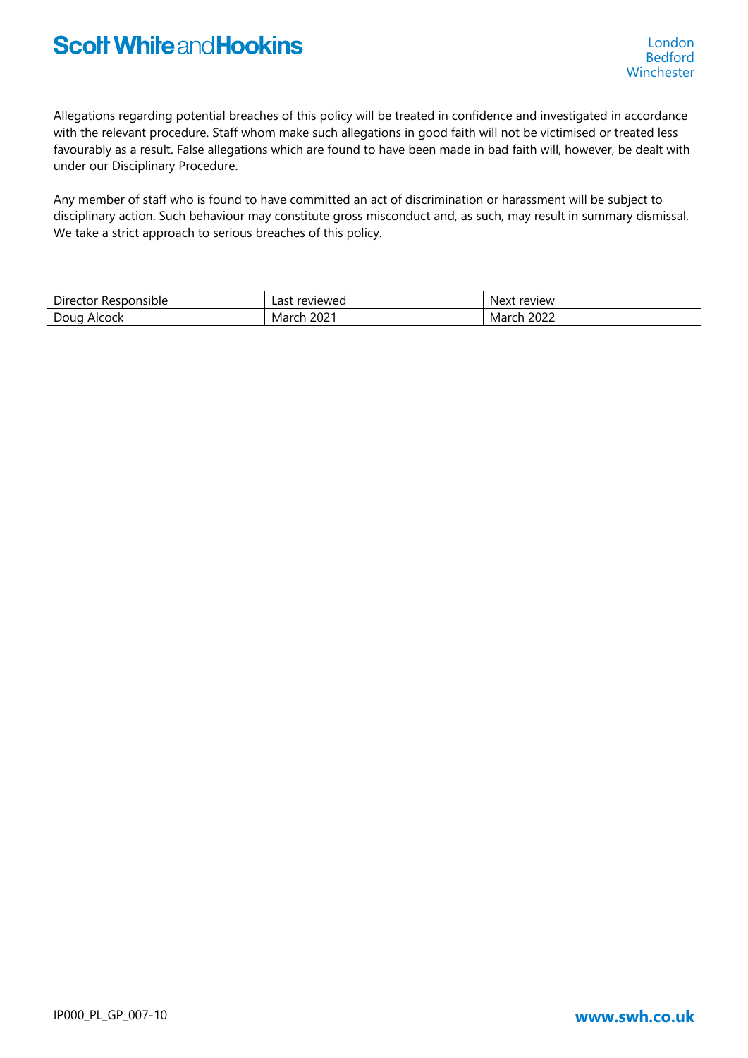Allegations regarding potential breaches of this policy will be treated in confidence and investigated in accordance with the relevant procedure. Staff whom make such allegations in good faith will not be victimised or treated less favourably as a result. False allegations which are found to have been made in bad faith will, however, be dealt with under our Disciplinary Procedure.

Any member of staff who is found to have committed an act of discrimination or harassment will be subject to disciplinary action. Such behaviour may constitute gross misconduct and, as such, may result in summary dismissal. We take a strict approach to serious breaches of this policy.

| Director Responsible | Last reviewed | Next review |
|---|---|---|
| Doug Alcock | March 2021 | March 2022 |